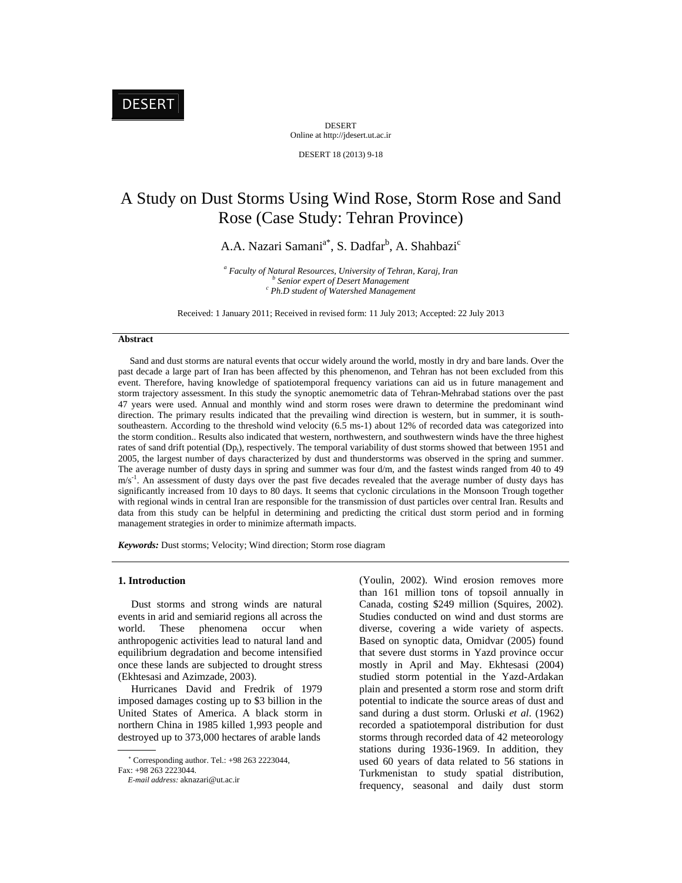DESERT

DESERT
Online at http://jdesert.ut.ac.ir

DESERT 18 (2013) 9-18

# A Study on Dust Storms Using Wind Rose, Storm Rose and Sand Rose (Case Study: Tehran Province)

A.A. Nazari Samani[a*], S. Dadfar[b], A. Shahbazi[c]

[a] *Faculty of Natural Resources, University of Tehran, Karaj, Iran*
[b] *Senior expert of Desert Management*
[c] *Ph.D student of Watershed Management*

Received: 1 January 2011; Received in revised form: 11 July 2013; Accepted: 22 July 2013

## Abstract

Sand and dust storms are natural events that occur widely around the world, mostly in dry and bare lands. Over the past decade a large part of Iran has been affected by this phenomenon, and Tehran has not been excluded from this event. Therefore, having knowledge of spatiotemporal frequency variations can aid us in future management and storm trajectory assessment. In this study the synoptic anemometric data of Tehran-Mehrabad stations over the past 47 years were used. Annual and monthly wind and storm roses were drawn to determine the predominant wind direction. The primary results indicated that the prevailing wind direction is western, but in summer, it is south-southeastern. According to the threshold wind velocity (6.5 ms-1) about 12% of recorded data was categorized into the storm condition.. Results also indicated that western, northwestern, and southwestern winds have the three highest rates of sand drift potential ($Dp_t$), respectively. The temporal variability of dust storms showed that between 1951 and 2005, the largest number of days characterized by dust and thunderstorms was observed in the spring and summer. The average number of dusty days in spring and summer was four d/m, and the fastest winds ranged from 40 to 49 $m/s^{-1}$. An assessment of dusty days over the past five decades revealed that the average number of dusty days has significantly increased from 10 days to 80 days. It seems that cyclonic circulations in the Monsoon Trough together with regional winds in central Iran are responsible for the transmission of dust particles over central Iran. Results and data from this study can be helpful in determining and predicting the critical dust storm period and in forming management strategies in order to minimize aftermath impacts.

***Keywords:*** Dust storms; Velocity; Wind direction; Storm rose diagram

## 1. Introduction

Dust storms and strong winds are natural events in arid and semiarid regions all across the world. These phenomena occur when anthropogenic activities lead to natural land and equilibrium degradation and become intensified once these lands are subjected to drought stress (Ekhtesasi and Azimzade, 2003).

Hurricanes David and Fredrik of 1979 imposed damages costing up to \$3 billion in the United States of America. A black storm in northern China in 1985 killed 1,993 people and destroyed up to 373,000 hectares of arable lands (Youlin, 2002). Wind erosion removes more than 161 million tons of topsoil annually in Canada, costing \$249 million (Squires, 2002). Studies conducted on wind and dust storms are diverse, covering a wide variety of aspects. Based on synoptic data, Omidvar (2005) found that severe dust storms in Yazd province occur mostly in April and May. Ekhtesasi (2004) studied storm potential in the Yazd-Ardakan plain and presented a storm rose and storm drift potential to indicate the source areas of dust and sand during a dust storm. Orluski *et al*. (1962) recorded a spatiotemporal distribution for dust storms through recorded data of 42 meteorology stations during 1936-1969. In addition, they used 60 years of data related to 56 stations in Turkmenistan to study spatial distribution, frequency, seasonal and daily dust storm

* Corresponding author. Tel.: +98 263 2223044,
Fax: +98 263 2223044.
*E-mail address:* aknazari@ut.ac.ir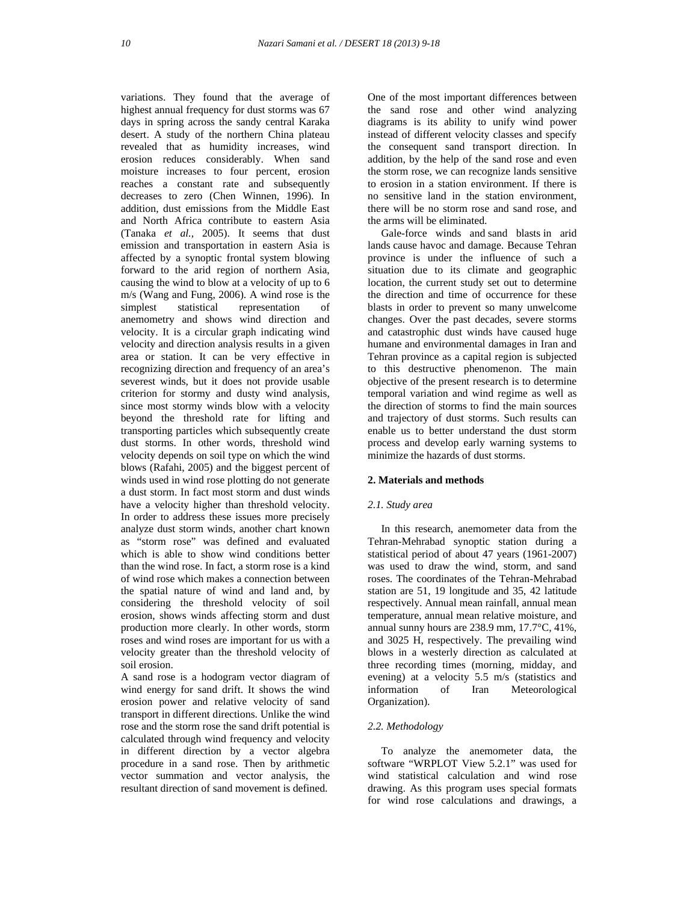variations. They found that the average of highest annual frequency for dust storms was 67 days in spring across the sandy central Karaka desert. A study of the northern China plateau revealed that as humidity increases, wind erosion reduces considerably. When sand moisture increases to four percent, erosion reaches a constant rate and subsequently decreases to zero (Chen Winnen, 1996). In addition, dust emissions from the Middle East and North Africa contribute to eastern Asia (Tanaka *et al.,* 2005). It seems that dust emission and transportation in eastern Asia is affected by a synoptic frontal system blowing forward to the arid region of northern Asia, causing the wind to blow at a velocity of up to 6 m/s (Wang and Fung, 2006). A wind rose is the simplest statistical representation of anemometry and shows wind direction and velocity. It is a circular graph indicating wind velocity and direction analysis results in a given area or station. It can be very effective in recognizing direction and frequency of an area's severest winds, but it does not provide usable criterion for stormy and dusty wind analysis, since most stormy winds blow with a velocity beyond the threshold rate for lifting and transporting particles which subsequently create dust storms. In other words, threshold wind velocity depends on soil type on which the wind blows (Rafahi, 2005) and the biggest percent of winds used in wind rose plotting do not generate a dust storm. In fact most storm and dust winds have a velocity higher than threshold velocity. In order to address these issues more precisely analyze dust storm winds, another chart known as "storm rose" was defined and evaluated which is able to show wind conditions better than the wind rose. In fact, a storm rose is a kind of wind rose which makes a connection between the spatial nature of wind and land and, by considering the threshold velocity of soil erosion, shows winds affecting storm and dust production more clearly. In other words, storm roses and wind roses are important for us with a velocity greater than the threshold velocity of soil erosion.

A sand rose is a hodogram vector diagram of wind energy for sand drift. It shows the wind erosion power and relative velocity of sand transport in different directions. Unlike the wind rose and the storm rose the sand drift potential is calculated through wind frequency and velocity in different direction by a vector algebra procedure in a sand rose. Then by arithmetic vector summation and vector analysis, the resultant direction of sand movement is defined. One of the most important differences between the sand rose and other wind analyzing diagrams is its ability to unify wind power instead of different velocity classes and specify the consequent sand transport direction. In addition, by the help of the sand rose and even the storm rose, we can recognize lands sensitive to erosion in a station environment. If there is no sensitive land in the station environment, there will be no storm rose and sand rose, and the arms will be eliminated.

Gale-force winds and sand blasts in arid lands cause havoc and damage. Because Tehran province is under the influence of such a situation due to its climate and geographic location, the current study set out to determine the direction and time of occurrence for these blasts in order to prevent so many unwelcome changes. Over the past decades, severe storms and catastrophic dust winds have caused huge humane and environmental damages in Iran and Tehran province as a capital region is subjected to this destructive phenomenon. The main objective of the present research is to determine temporal variation and wind regime as well as the direction of storms to find the main sources and trajectory of dust storms. Such results can enable us to better understand the dust storm process and develop early warning systems to minimize the hazards of dust storms.

## 2. Materials and methods

### *2.1. Study area*

In this research, anemometer data from the Tehran-Mehrabad synoptic station during a statistical period of about 47 years (1961-2007) was used to draw the wind, storm, and sand roses. The coordinates of the Tehran-Mehrabad station are 51, 19 longitude and 35, 42 latitude respectively. Annual mean rainfall, annual mean temperature, annual mean relative moisture, and annual sunny hours are 238.9 mm, 17.7°C, 41%, and 3025 H, respectively. The prevailing wind blows in a westerly direction as calculated at three recording times (morning, midday, and evening) at a velocity 5.5 m/s (statistics and information of Iran Meteorological Organization).

### *2.2. Methodology*

To analyze the anemometer data, the software "WRPLOT View 5.2.1" was used for wind statistical calculation and wind rose drawing. As this program uses special formats for wind rose calculations and drawings, a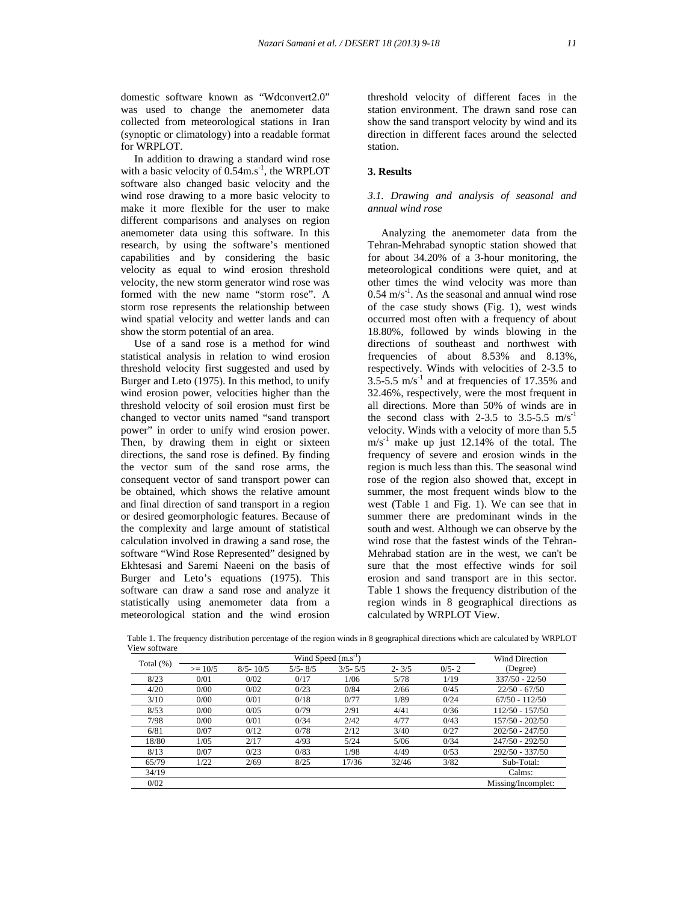domestic software known as "Wdconvert2.0" was used to change the anemometer data collected from meteorological stations in Iran (synoptic or climatology) into a readable format for WRPLOT.

In addition to drawing a standard wind rose with a basic velocity of $0.54 m.s^{-1}$, the WRPLOT software also changed basic velocity and the wind rose drawing to a more basic velocity to make it more flexible for the user to make different comparisons and analyses on region anemometer data using this software. In this research, by using the software's mentioned capabilities and by considering the basic velocity as equal to wind erosion threshold velocity, the new storm generator wind rose was formed with the new name "storm rose". A storm rose represents the relationship between wind spatial velocity and wetter lands and can show the storm potential of an area.

Use of a sand rose is a method for wind statistical analysis in relation to wind erosion threshold velocity first suggested and used by Burger and Leto (1975). In this method, to unify wind erosion power, velocities higher than the threshold velocity of soil erosion must first be changed to vector units named "sand transport power" in order to unify wind erosion power. Then, by drawing them in eight or sixteen directions, the sand rose is defined. By finding the vector sum of the sand rose arms, the consequent vector of sand transport power can be obtained, which shows the relative amount and final direction of sand transport in a region or desired geomorphologic features. Because of the complexity and large amount of statistical calculation involved in drawing a sand rose, the software "Wind Rose Represented" designed by Ekhtesasi and Saremi Naeeni on the basis of Burger and Leto's equations (1975). This software can draw a sand rose and analyze it statistically using anemometer data from a meteorological station and the wind erosion threshold velocity of different faces in the station environment. The drawn sand rose can show the sand transport velocity by wind and its direction in different faces around the selected station.

## 3. Results

### *3.1. Drawing and analysis of seasonal and annual wind rose*

Analyzing the anemometer data from the Tehran-Mehrabad synoptic station showed that for about 34.20% of a 3-hour monitoring, the meteorological conditions were quiet, and at other times the wind velocity was more than $0.54 m/s^{-1}$. As the seasonal and annual wind rose of the case study shows (Fig. 1), west winds occurred most often with a frequency of about 18.80%, followed by winds blowing in the directions of southeast and northwest with frequencies of about 8.53% and 8.13%, respectively. Winds with velocities of 2-3.5 to 3.5-5.5 $m/s^{-1}$ and at frequencies of 17.35% and 32.46%, respectively, were the most frequent in all directions. More than 50% of winds are in the second class with 2-3.5 to 3.5-5.5 $m/s^{-1}$ velocity. Winds with a velocity of more than 5.5 $m/s^{-1}$ make up just 12.14% of the total. The frequency of severe and erosion winds in the region is much less than this. The seasonal wind rose of the region also showed that, except in summer, the most frequent winds blow to the west (Table 1 and Fig. 1). We can see that in summer there are predominant winds in the south and west. Although we can observe by the wind rose that the fastest winds of the Tehran-Mehrabad station are in the west, we can't be sure that the most effective winds for soil erosion and sand transport are in this sector. Table 1 shows the frequency distribution of the region winds in 8 geographical directions as calculated by WRPLOT View.

Table 1. The frequency distribution percentage of the region winds in 8 geographical directions which are calculated by WRPLOT View software

| Total (%) | Wind Speed ($m.s^{-1}$) | | | | | | Wind Direction (Degree) |
|---|---|---|---|---|---|---|---|
| | >= 10/5 | 8/5- 10/5 | 5/5- 8/5 | 3/5- 5/5 | 2- 3/5 | 0/5- 2 | |
| 8/23 | 0/01 | 0/02 | 0/17 | 1/06 | 5/78 | 1/19 | 337/50 - 22/50 |
| 4/20 | 0/00 | 0/02 | 0/23 | 0/84 | 2/66 | 0/45 | 22/50 - 67/50 |
| 3/10 | 0/00 | 0/01 | 0/18 | 0/77 | 1/89 | 0/24 | 67/50 - 112/50 |
| 8/53 | 0/00 | 0/05 | 0/79 | 2/91 | 4/41 | 0/36 | 112/50 - 157/50 |
| 7/98 | 0/00 | 0/01 | 0/34 | 2/42 | 4/77 | 0/43 | 157/50 - 202/50 |
| 6/81 | 0/07 | 0/12 | 0/78 | 2/12 | 3/40 | 0/27 | 202/50 - 247/50 |
| 18/80 | 1/05 | 2/17 | 4/93 | 5/24 | 5/06 | 0/34 | 247/50 - 292/50 |
| 8/13 | 0/07 | 0/23 | 0/83 | 1/98 | 4/49 | 0/53 | 292/50 - 337/50 |
| 65/79 | 1/22 | 2/69 | 8/25 | 17/36 | 32/46 | 3/82 | Sub-Total: |
| 34/19 | | | | | | | Calms: |
| 0/02 | | | | | | | Missing/Incomplet: |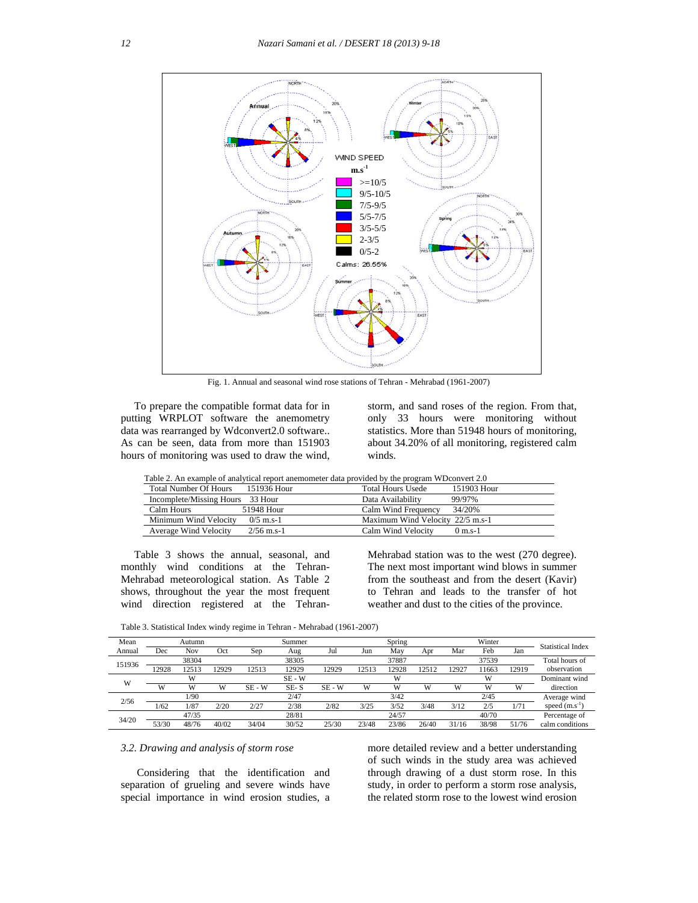Fig. 1. Annual and seasonal wind rose stations of Tehran - Mehrabad (1961-2007)

To prepare the compatible format data for in putting WRPLOT software the anemometry data was rearranged by Wdconvert2.0 software.. As can be seen, data from more than 151903 hours of monitoring was used to draw the wind, storm, and sand roses of the region. From that, only 33 hours were monitoring without statistics. More than 51948 hours of monitoring, about 34.20% of all monitoring, registered calm winds.

Table 2. An example of analytical report anemometer data provided by the program WDconvert 2.0

| | | | |
|---|---|---|---|
| Total Number Of Hours | 151936 Hour | Total Hours Usede | 151903 Hour |
| Incomplete/Missing Hours | 33 Hour | Data Availability | 99/97% |
| Calm Hours | 51948 Hour | Calm Wind Frequency | 34/20% |
| Minimum Wind Velocity | 0/5 m.s-1 | Maximum Wind Velocity | 22/5 m.s-1 |
| Average Wind Velocity | 2/56 m.s-1 | Calm Wind Velocity | 0 m.s-1 |

Table 3 shows the annual, seasonal, and monthly wind conditions at the Tehran-Mehrabad meteorological station. As Table 2 shows, throughout the year the most frequent wind direction registered at the Tehran-Mehrabad station was to the west (270 degree). The next most important wind blows in summer from the southeast and from the desert (Kavir) to Tehran and leads to the transfer of hot weather and dust to the cities of the province.

Table 3. Statistical Index windy regime in Tehran - Mehrabad (1961-2007)

| Mean Annual | Autumn | | | Summer | | | Spring | | | Winter | | | Statistical Index |
|---|---|---|---|---|---|---|---|---|---|---|---|---|---|
| | Dec | Nov | Oct | Sep | Aug | Jul | Jun | May | Apr | Mar | Feb | Jan | |
| 151936 | 38304 | | | 38305 | | | 37887 | | | 37539 | | | Total hours of observation |
| | 12928 | 12513 | 12929 | 12513 | 12929 | 12929 | 12513 | 12928 | 12512 | 12927 | 11663 | 12919 | |
| W | W | | | SE - W | | | W | | | W | | | Dominant wind direction |
| | W | W | W | SE - W | SE- S | SE - W | W | W | W | W | W | W | |
| 2/56 | 1/90 | | | 2/47 | | | 3/42 | | | 2/45 | | | Average wind speed ($m.s^{-1}$) |
| | 1/62 | 1/87 | 2/20 | 2/27 | 2/38 | 2/82 | 3/25 | 3/52 | 3/48 | 3/12 | 2/5 | 1/71 | |
| 34/20 | 47/35 | | | 28/81 | | | 24/57 | | | 40/70 | | | Percentage of calm conditions |
| | 53/30 | 48/76 | 40/02 | 34/04 | 30/52 | 25/30 | 23/48 | 23/86 | 26/40 | 31/16 | 38/98 | 51/76 | |

### *3.2. Drawing and analysis of storm rose*

Considering that the identification and separation of grueling and severe winds have special importance in wind erosion studies, a more detailed review and a better understanding of such winds in the study area was achieved through drawing of a dust storm rose. In this study, in order to perform a storm rose analysis, the related storm rose to the lowest wind erosion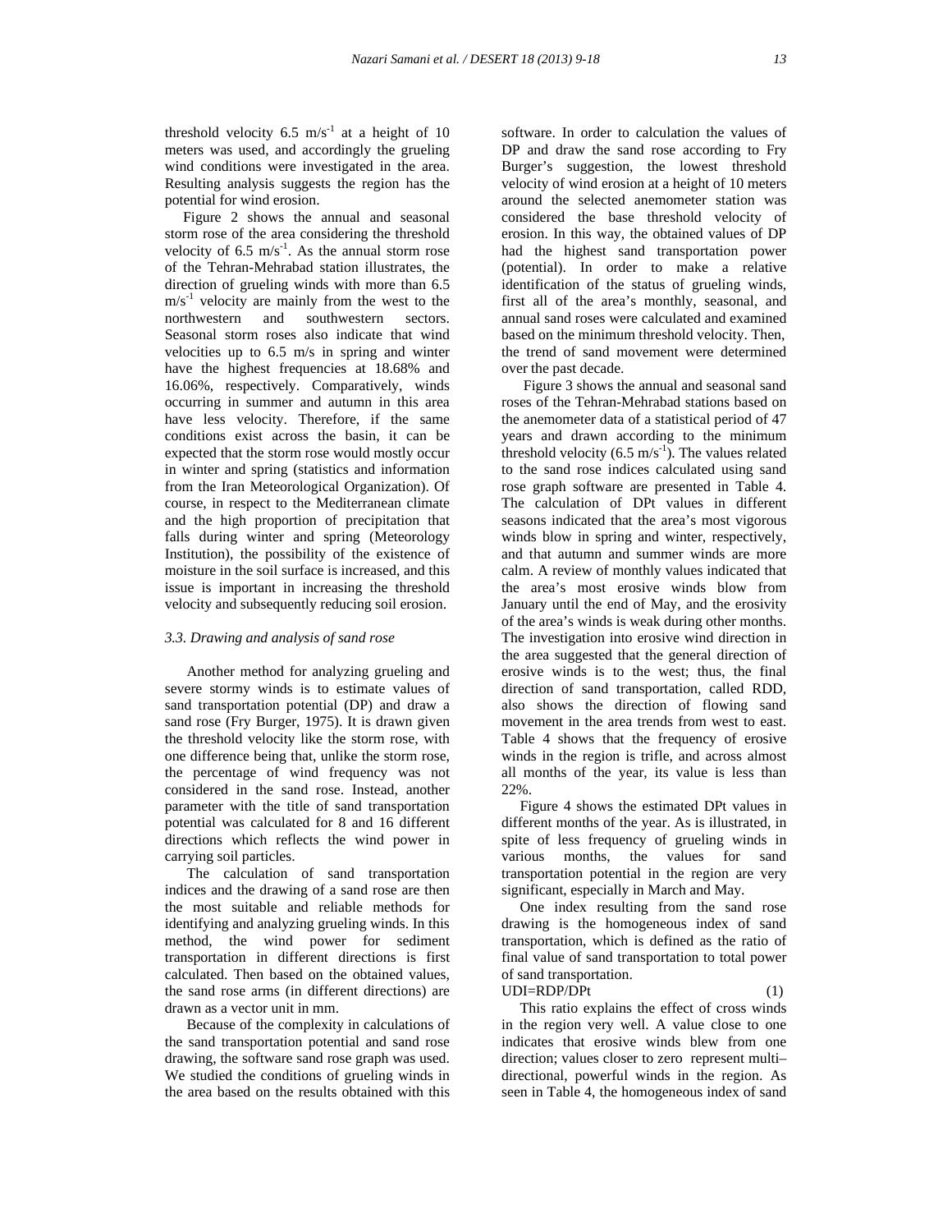threshold velocity 6.5 $m/s^{-1}$ at a height of 10 meters was used, and accordingly the grueling wind conditions were investigated in the area. Resulting analysis suggests the region has the potential for wind erosion.

Figure 2 shows the annual and seasonal storm rose of the area considering the threshold velocity of 6.5 $m/s^{-1}$. As the annual storm rose of the Tehran-Mehrabad station illustrates, the direction of grueling winds with more than 6.5 $m/s^{-1}$ velocity are mainly from the west to the northwestern and southwestern sectors. Seasonal storm roses also indicate that wind velocities up to 6.5 m/s in spring and winter have the highest frequencies at 18.68% and 16.06%, respectively. Comparatively, winds occurring in summer and autumn in this area have less velocity. Therefore, if the same conditions exist across the basin, it can be expected that the storm rose would mostly occur in winter and spring (statistics and information from the Iran Meteorological Organization). Of course, in respect to the Mediterranean climate and the high proportion of precipitation that falls during winter and spring (Meteorology Institution), the possibility of the existence of moisture in the soil surface is increased, and this issue is important in increasing the threshold velocity and subsequently reducing soil erosion.

### *3.3. Drawing and analysis of sand rose*

Another method for analyzing grueling and severe stormy winds is to estimate values of sand transportation potential (DP) and draw a sand rose (Fry Burger, 1975). It is drawn given the threshold velocity like the storm rose, with one difference being that, unlike the storm rose, the percentage of wind frequency was not considered in the sand rose. Instead, another parameter with the title of sand transportation potential was calculated for 8 and 16 different directions which reflects the wind power in carrying soil particles.

The calculation of sand transportation indices and the drawing of a sand rose are then the most suitable and reliable methods for identifying and analyzing grueling winds. In this method, the wind power for sediment transportation in different directions is first calculated. Then based on the obtained values, the sand rose arms (in different directions) are drawn as a vector unit in mm.

Because of the complexity in calculations of the sand transportation potential and sand rose drawing, the software sand rose graph was used. We studied the conditions of grueling winds in the area based on the results obtained with this software. In order to calculation the values of DP and draw the sand rose according to Fry Burger's suggestion, the lowest threshold velocity of wind erosion at a height of 10 meters around the selected anemometer station was considered the base threshold velocity of erosion. In this way, the obtained values of DP had the highest sand transportation power (potential). In order to make a relative identification of the status of grueling winds, first all of the area's monthly, seasonal, and annual sand roses were calculated and examined based on the minimum threshold velocity. Then, the trend of sand movement were determined over the past decade.

Figure 3 shows the annual and seasonal sand roses of the Tehran-Mehrabad stations based on the anemometer data of a statistical period of 47 years and drawn according to the minimum threshold velocity (6.5 $m/s^{-1}$). The values related to the sand rose indices calculated using sand rose graph software are presented in Table 4. The calculation of DPt values in different seasons indicated that the area's most vigorous winds blow in spring and winter, respectively, and that autumn and summer winds are more calm. A review of monthly values indicated that the area's most erosive winds blow from January until the end of May, and the erosivity of the area's winds is weak during other months. The investigation into erosive wind direction in the area suggested that the general direction of erosive winds is to the west; thus, the final direction of sand transportation, called RDD, also shows the direction of flowing sand movement in the area trends from west to east. Table 4 shows that the frequency of erosive winds in the region is trifle, and across almost all months of the year, its value is less than 22%.

Figure 4 shows the estimated DPt values in different months of the year. As is illustrated, in spite of less frequency of grueling winds in various months, the values for sand transportation potential in the region are very significant, especially in March and May.

One index resulting from the sand rose drawing is the homogeneous index of sand transportation, which is defined as the ratio of final value of sand transportation to total power of sand transportation.

$$UDI = RDP/DPt \quad (1)$$

This ratio explains the effect of cross winds in the region very well. A value close to one indicates that erosive winds blew from one direction; values closer to zero represent multi–directional, powerful winds in the region. As seen in Table 4, the homogeneous index of sand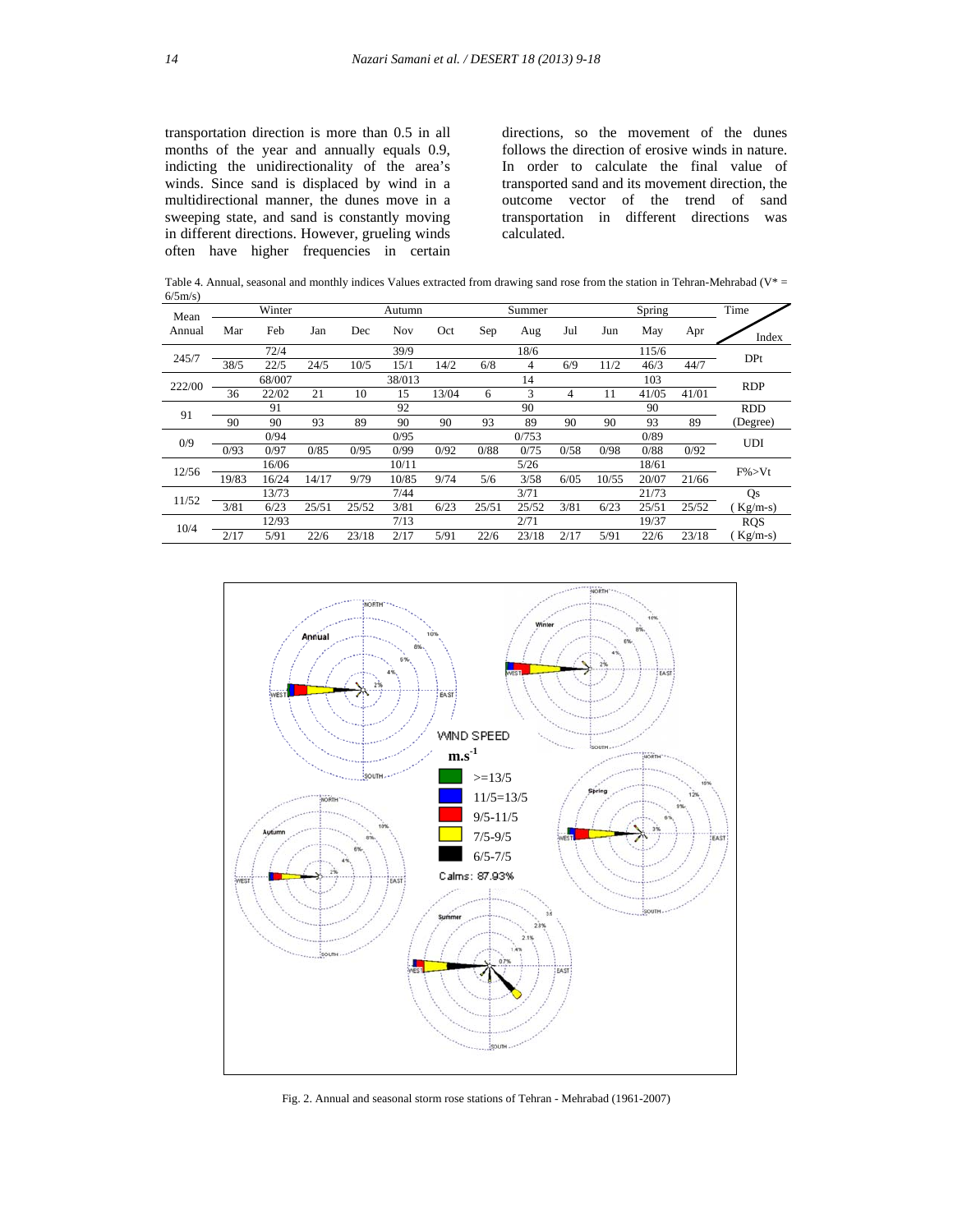transportation direction is more than 0.5 in all months of the year and annually equals 0.9, indicting the unidirectionality of the area's winds. Since sand is displaced by wind in a multidirectional manner, the dunes move in a sweeping state, and sand is constantly moving in different directions. However, grueling winds often have higher frequencies in certain directions, so the movement of the dunes follows the direction of erosive winds in nature. In order to calculate the final value of transported sand and its movement direction, the outcome vector of the trend of sand transportation in different directions was calculated.

Table 4. Annual, seasonal and monthly indices Values extracted from drawing sand rose from the station in Tehran-Mehrabad (V* = 6/5m/s)

| Mean Annual | Winter | | | Autumn | | | Summer | | | Spring | | | Time / Index |
|---|---|---|---|---|---|---|---|---|---|---|---|---|---|
| | Mar | Feb | Jan | Dec | Nov | Oct | Sep | Aug | Jul | Jun | May | Apr | |
| 245/7 | | 72/4 | | | 39/9 | | | 18/6 | | | 115/6 | | DPt |
| | 38/5 | 22/5 | 24/5 | 10/5 | 15/1 | 14/2 | 6/8 | 4 | 6/9 | 11/2 | 46/3 | 44/7 | |
| 222/00 | | 68/007 | | | 38/013 | | | 14 | | | 103 | | RDP |
| | 36 | 22/02 | 21 | 10 | 15 | 13/04 | 6 | 3 | 4 | 11 | 41/05 | 41/01 | |
| 91 | | 91 | | | 92 | | | 90 | | | 90 | | RDD (Degree) |
| | 90 | 90 | 93 | 89 | 90 | 90 | 93 | 89 | 90 | 90 | 93 | 89 | |
| 0/9 | | 0/94 | | | 0/95 | | | 0/753 | | | 0/89 | | UDI |
| | 0/93 | 0/97 | 0/85 | 0/95 | 0/99 | 0/92 | 0/88 | 0/75 | 0/58 | 0/98 | 0/88 | 0/92 | |
| 12/56 | | 16/06 | | | 10/11 | | | 5/26 | | | 18/61 | | F%>Vt |
| | 19/83 | 16/24 | 14/17 | 9/79 | 10/85 | 9/74 | 5/6 | 3/58 | 6/05 | 10/55 | 20/07 | 21/66 | |
| 11/52 | | 13/73 | | | 7/44 | | | 3/71 | | | 21/73 | | Qs (Kg/m-s) |
| | 3/81 | 6/23 | 25/51 | 25/52 | 3/81 | 6/23 | 25/51 | 25/52 | 3/81 | 6/23 | 25/51 | 25/52 | |
| 10/4 | | 12/93 | | | 7/13 | | | 2/71 | | | 19/37 | | RQS (Kg/m-s) |
| | 2/17 | 5/91 | 22/6 | 23/18 | 2/17 | 5/91 | 22/6 | 23/18 | 2/17 | 5/91 | 22/6 | 23/18 | |

Fig. 2. Annual and seasonal storm rose stations of Tehran - Mehrabad (1961-2007)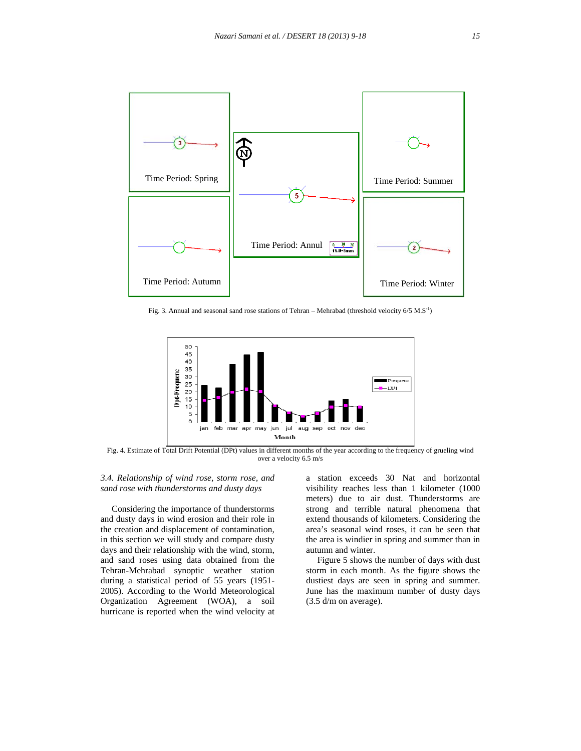Fig. 3. Annual and seasonal sand rose stations of Tehran – Mehrabad (threshold velocity 6/5 M.S$^{-1}$)

Fig. 4. Estimate of Total Drift Potential (DPt) values in different months of the year according to the frequency of grueling wind over a velocity 6.5 m/s

### *3.4. Relationship of wind rose, storm rose, and sand rose with thunderstorms and dusty days*

Considering the importance of thunderstorms and dusty days in wind erosion and their role in the creation and displacement of contamination, in this section we will study and compare dusty days and their relationship with the wind, storm, and sand roses using data obtained from the Tehran-Mehrabad synoptic weather station during a statistical period of 55 years (1951-2005). According to the World Meteorological Organization Agreement (WOA), a soil hurricane is reported when the wind velocity at a station exceeds 30 Nat and horizontal visibility reaches less than 1 kilometer (1000 meters) due to air dust. Thunderstorms are strong and terrible natural phenomena that extend thousands of kilometers. Considering the area's seasonal wind roses, it can be seen that the area is windier in spring and summer than in autumn and winter.

Figure 5 shows the number of days with dust storm in each month. As the figure shows the dustiest days are seen in spring and summer. June has the maximum number of dusty days (3.5 d/m on average).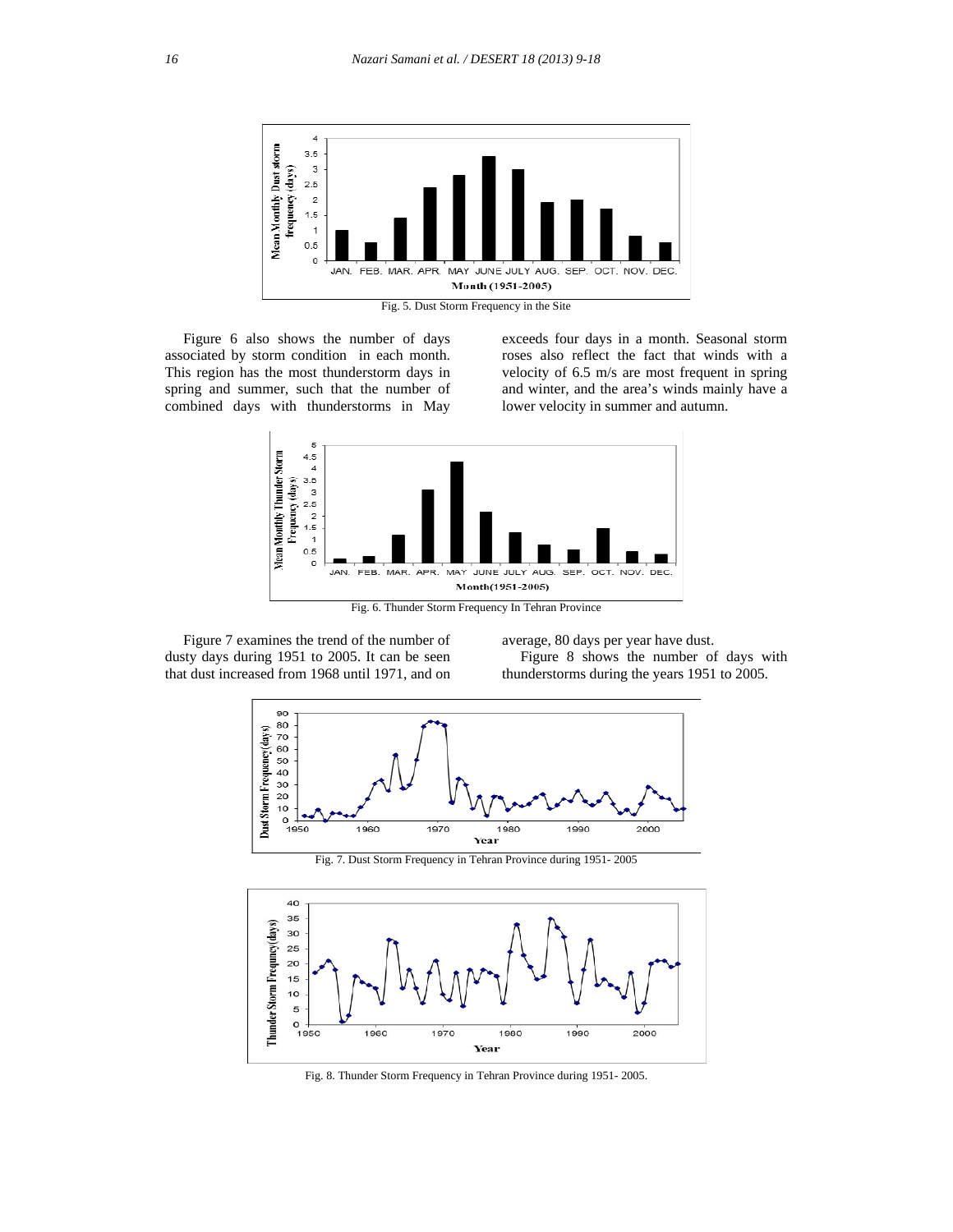Fig. 5. Dust Storm Frequency in the Site

Figure 6 also shows the number of days associated by storm condition in each month. This region has the most thunderstorm days in spring and summer, such that the number of combined days with thunderstorms in May exceeds four days in a month. Seasonal storm roses also reflect the fact that winds with a velocity of 6.5 m/s are most frequent in spring and winter, and the area's winds mainly have a lower velocity in summer and autumn.

Fig. 6. Thunder Storm Frequency In Tehran Province

Figure 7 examines the trend of the number of dusty days during 1951 to 2005. It can be seen that dust increased from 1968 until 1971, and on average, 80 days per year have dust.

Figure 8 shows the number of days with thunderstorms during the years 1951 to 2005.

Fig. 7. Dust Storm Frequency in Tehran Province during 1951- 2005

Fig. 8. Thunder Storm Frequency in Tehran Province during 1951- 2005.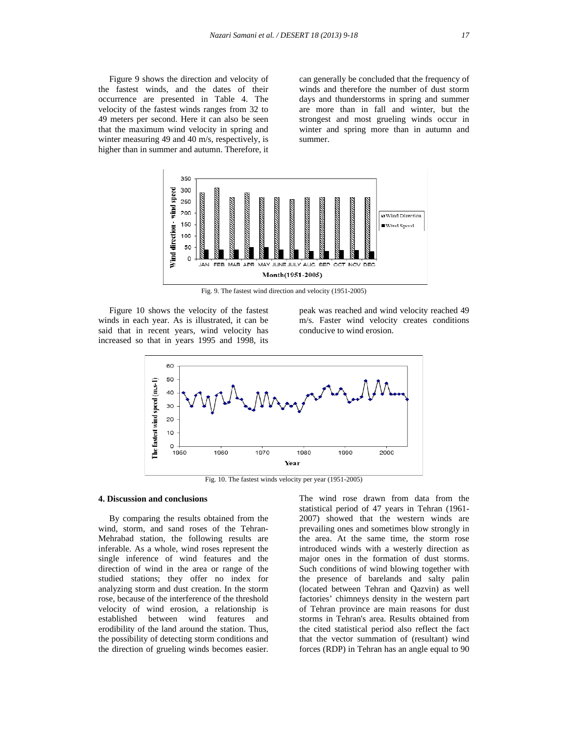Figure 9 shows the direction and velocity of the fastest winds, and the dates of their occurrence are presented in Table 4. The velocity of the fastest winds ranges from 32 to 49 meters per second. Here it can also be seen that the maximum wind velocity in spring and winter measuring 49 and 40 m/s, respectively, is higher than in summer and autumn. Therefore, it can generally be concluded that the frequency of winds and therefore the number of dust storm days and thunderstorms in spring and summer are more than in fall and winter, but the strongest and most grueling winds occur in winter and spring more than in autumn and summer.

Fig. 9. The fastest wind direction and velocity (1951-2005)

Figure 10 shows the velocity of the fastest winds in each year. As is illustrated, it can be said that in recent years, wind velocity has increased so that in years 1995 and 1998, its peak was reached and wind velocity reached 49 m/s. Faster wind velocity creates conditions conducive to wind erosion.

Fig. 10. The fastest winds velocity per year (1951-2005)

## 4. Discussion and conclusions

By comparing the results obtained from the wind, storm, and sand roses of the Tehran-Mehrabad station, the following results are inferable. As a whole, wind roses represent the single inference of wind features and the direction of wind in the area or range of the studied stations; they offer no index for analyzing storm and dust creation. In the storm rose, because of the interference of the threshold velocity of wind erosion, a relationship is established between wind features and erodibility of the land around the station. Thus, the possibility of detecting storm conditions and the direction of grueling winds becomes easier. The wind rose drawn from data from the statistical period of 47 years in Tehran (1961-2007) showed that the western winds are prevailing ones and sometimes blow strongly in the area. At the same time, the storm rose introduced winds with a westerly direction as major ones in the formation of dust storms. Such conditions of wind blowing together with the presence of barelands and salty palin (located between Tehran and Qazvin) as well factories' chimneys density in the western part of Tehran province are main reasons for dust storms in Tehran's area. Results obtained from the cited statistical period also reflect the fact that the vector summation of (resultant) wind forces (RDP) in Tehran has an angle equal to 90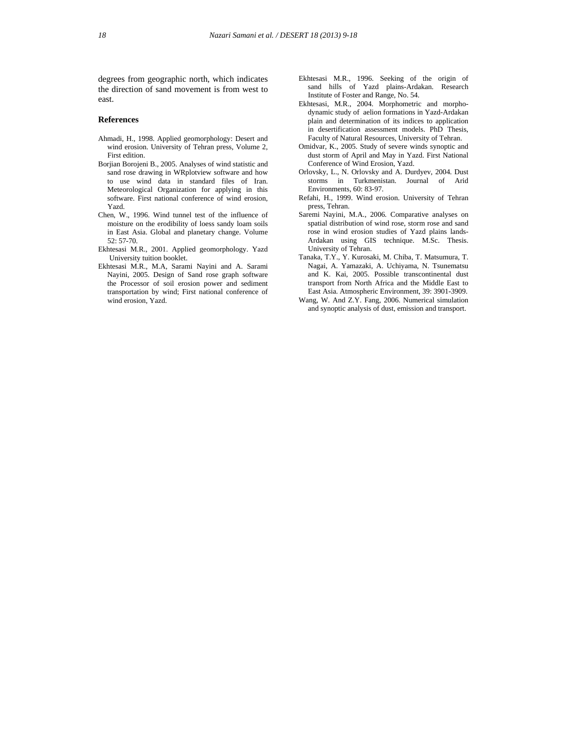degrees from geographic north, which indicates the direction of sand movement is from west to east.

## References

Ahmadi, H., 1998. Applied geomorphology: Desert and wind erosion. University of Tehran press, Volume 2, First edition.

Borjian Borojeni B., 2005. Analyses of wind statistic and sand rose drawing in WRplotview software and how to use wind data in standard files of Iran. Meteorological Organization for applying in this software. First national conference of wind erosion, Yazd.

Chen, W., 1996. Wind tunnel test of the influence of moisture on the erodibility of loess sandy loam soils in East Asia. Global and planetary change. Volume 52: 57-70.

Ekhtesasi M.R., 2001. Applied geomorphology. Yazd University tuition booklet.

Ekhtesasi M.R., M.A, Sarami Nayini and A. Sarami Nayini, 2005. Design of Sand rose graph software the Processor of soil erosion power and sediment transportation by wind; First national conference of wind erosion, Yazd.

Ekhtesasi M.R., 1996. Seeking of the origin of sand hills of Yazd plains-Ardakan. Research Institute of Foster and Range, No. 54.

Ekhtesasi, M.R., 2004. Morphometric and morpho-dynamic study of aelion formations in Yazd-Ardakan plain and determination of its indices to application in desertification assessment models. PhD Thesis, Faculty of Natural Resources, University of Tehran.

Omidvar, K., 2005. Study of severe winds synoptic and dust storm of April and May in Yazd. First National Conference of Wind Erosion, Yazd.

Orlovsky, L., N. Orlovsky and A. Durdyev, 2004. Dust storms in Turkmenistan. Journal of Arid Environments, 60: 83-97.

Refahi, H., 1999. Wind erosion. University of Tehran press, Tehran.

Saremi Nayini, M.A., 2006. Comparative analyses on spatial distribution of wind rose, storm rose and sand rose in wind erosion studies of Yazd plains lands-Ardakan using GIS technique. M.Sc. Thesis. University of Tehran.

Tanaka, T.Y., Y. Kurosaki, M. Chiba, T. Matsumura, T. Nagai, A. Yamazaki, A. Uchiyama, N. Tsunematsu and K. Kai, 2005. Possible transcontinental dust transport from North Africa and the Middle East to East Asia. Atmospheric Environment, 39: 3901-3909.

Wang, W. And Z.Y. Fang, 2006. Numerical simulation and synoptic analysis of dust, emission and transport.